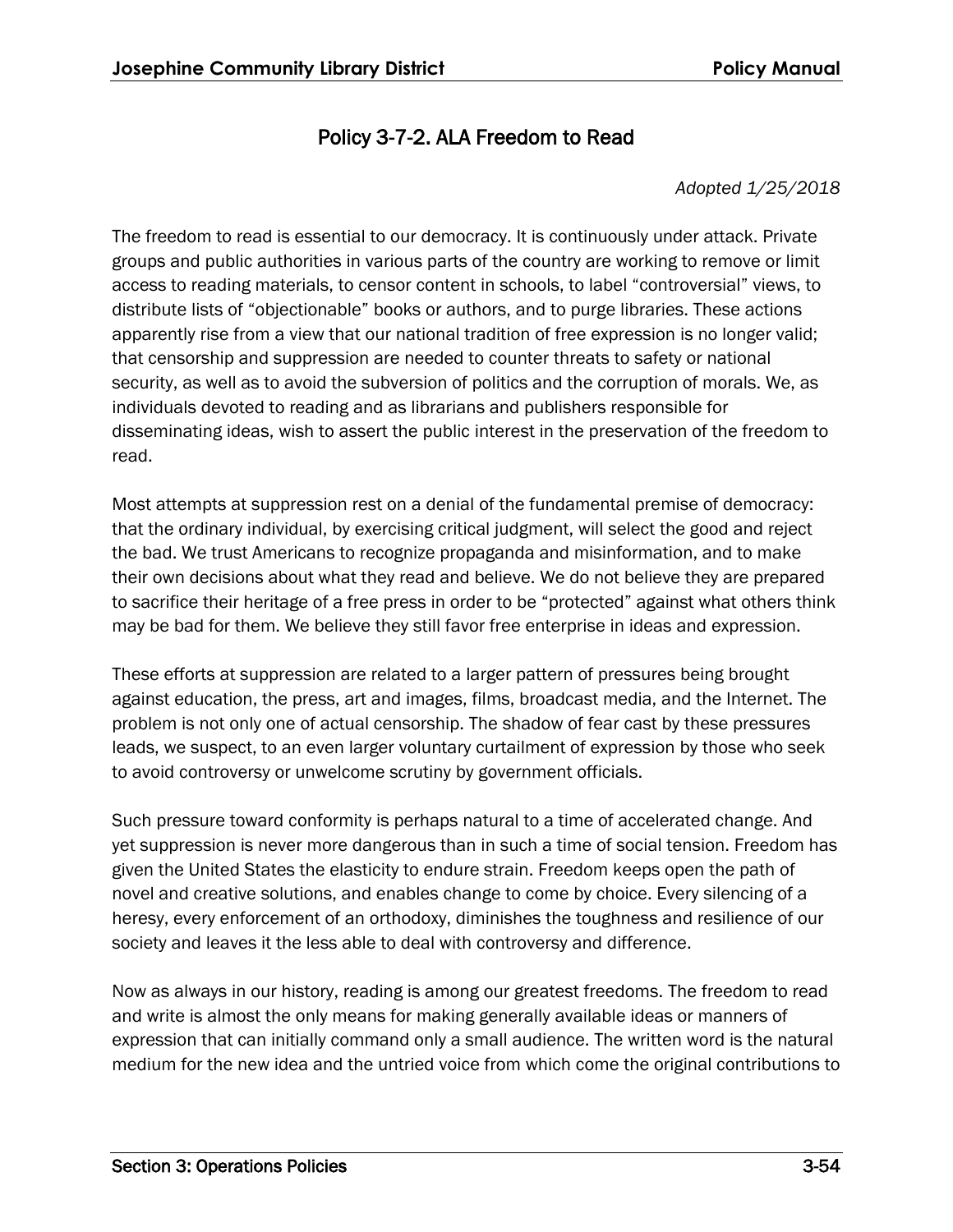# Policy 3-7-2. ALA Freedom to Read

*Adopted 1/25/2018*

The freedom to read is essential to our democracy. It is continuously under attack. Private groups and public authorities in various parts of the country are working to remove or limit access to reading materials, to censor content in schools, to label "controversial" views, to distribute lists of "objectionable" books or authors, and to purge libraries. These actions apparently rise from a view that our national tradition of free expression is no longer valid; that censorship and suppression are needed to counter threats to safety or national security, as well as to avoid the subversion of politics and the corruption of morals. We, as individuals devoted to reading and as librarians and publishers responsible for disseminating ideas, wish to assert the public interest in the preservation of the freedom to read.

Most attempts at suppression rest on a denial of the fundamental premise of democracy: that the ordinary individual, by exercising critical judgment, will select the good and reject the bad. We trust Americans to recognize propaganda and misinformation, and to make their own decisions about what they read and believe. We do not believe they are prepared to sacrifice their heritage of a free press in order to be "protected" against what others think may be bad for them. We believe they still favor free enterprise in ideas and expression.

These efforts at suppression are related to a larger pattern of pressures being brought against education, the press, art and images, films, broadcast media, and the Internet. The problem is not only one of actual censorship. The shadow of fear cast by these pressures leads, we suspect, to an even larger voluntary curtailment of expression by those who seek to avoid controversy or unwelcome scrutiny by government officials.

Such pressure toward conformity is perhaps natural to a time of accelerated change. And yet suppression is never more dangerous than in such a time of social tension. Freedom has given the United States the elasticity to endure strain. Freedom keeps open the path of novel and creative solutions, and enables change to come by choice. Every silencing of a heresy, every enforcement of an orthodoxy, diminishes the toughness and resilience of our society and leaves it the less able to deal with controversy and difference.

Now as always in our history, reading is among our greatest freedoms. The freedom to read and write is almost the only means for making generally available ideas or manners of expression that can initially command only a small audience. The written word is the natural medium for the new idea and the untried voice from which come the original contributions to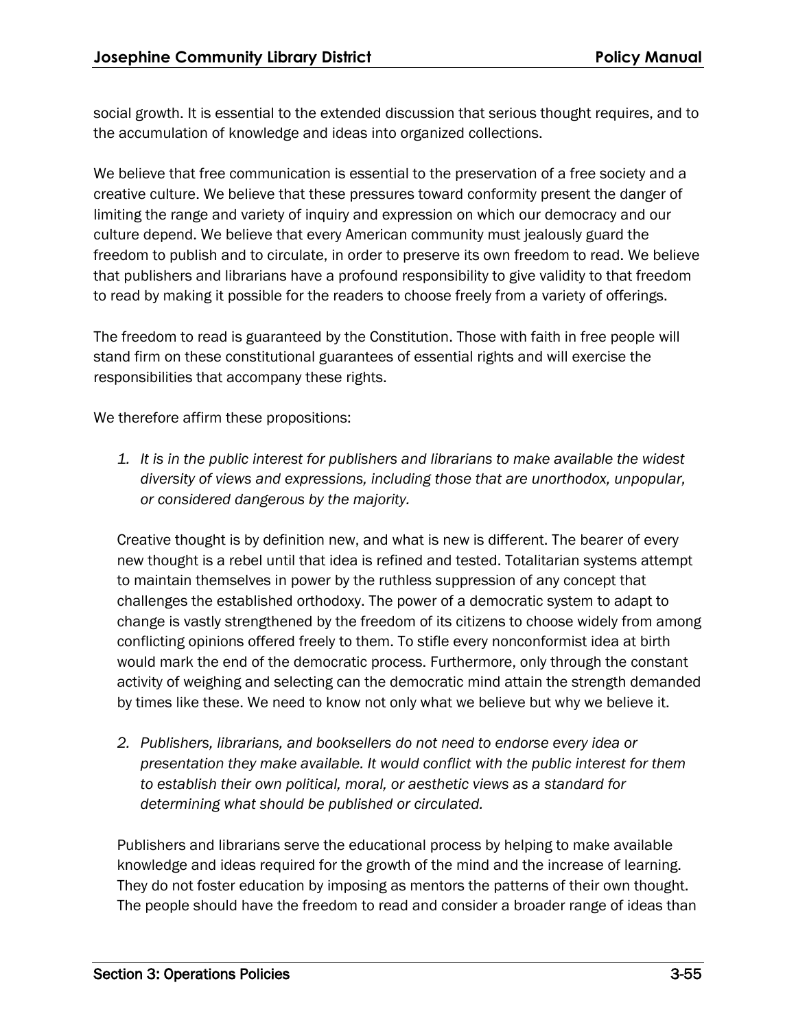social growth. It is essential to the extended discussion that serious thought requires, and to the accumulation of knowledge and ideas into organized collections.

We believe that free communication is essential to the preservation of a free society and a creative culture. We believe that these pressures toward conformity present the danger of limiting the range and variety of inquiry and expression on which our democracy and our culture depend. We believe that every American community must jealously guard the freedom to publish and to circulate, in order to preserve its own freedom to read. We believe that publishers and librarians have a profound responsibility to give validity to that freedom to read by making it possible for the readers to choose freely from a variety of offerings.

The freedom to read is guaranteed by the Constitution. Those with faith in free people will stand firm on these constitutional guarantees of essential rights and will exercise the responsibilities that accompany these rights.

We therefore affirm these propositions:

1. *It is in the public interest for publishers and librarians to make available the widest diversity of views and expressions, including those that are unorthodox, unpopular, or considered dangerous by the majority.*

   Creative thought is by definition new, and what is new is different. The bearer of every new thought is a rebel until that idea is refined and tested. Totalitarian systems attempt to maintain themselves in power by the ruthless suppression of any concept that challenges the established orthodoxy. The power of a democratic system to adapt to change is vastly strengthened by the freedom of its citizens to choose widely from among conflicting opinions offered freely to them. To stifle every nonconformist idea at birth would mark the end of the democratic process. Furthermore, only through the constant activity of weighing and selecting can the democratic mind attain the strength demanded by times like these. We need to know not only what we believe but why we believe it.

2. *Publishers, librarians, and booksellers do not need to endorse every idea or presentation they make available. It would conflict with the public interest for them to establish their own political, moral, or aesthetic views as a standard for determining what should be published or circulated.*

   Publishers and librarians serve the educational process by helping to make available knowledge and ideas required for the growth of the mind and the increase of learning. They do not foster education by imposing as mentors the patterns of their own thought. The people should have the freedom to read and consider a broader range of ideas than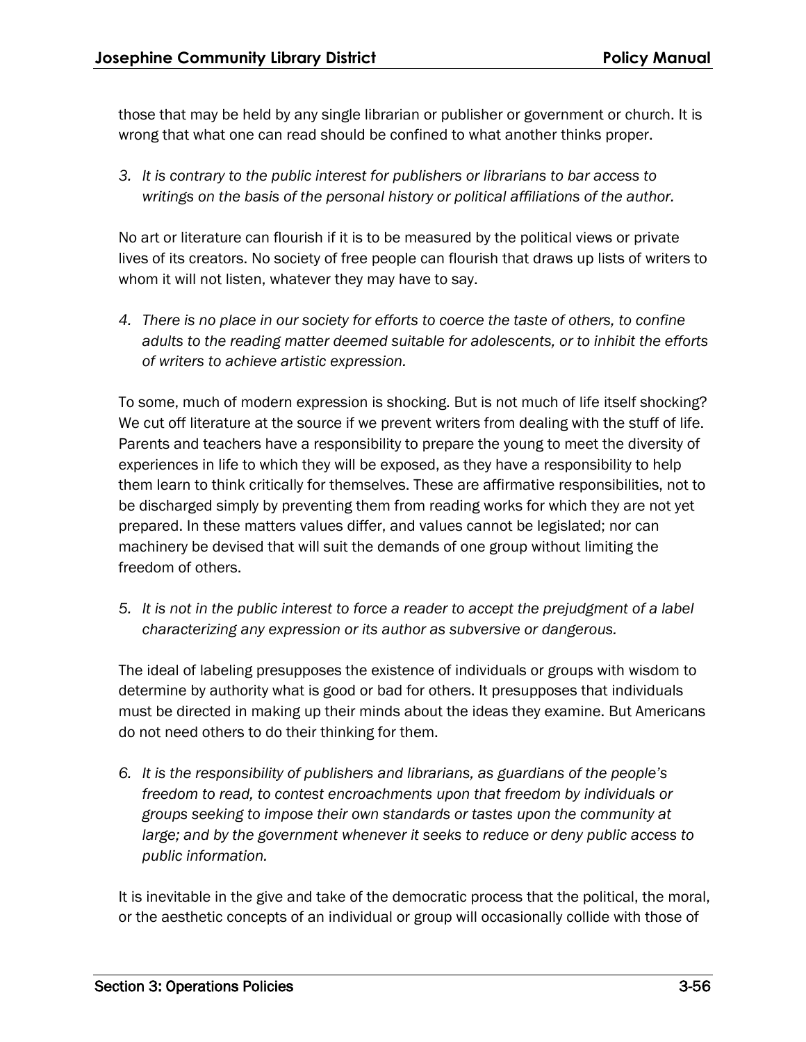those that may be held by any single librarian or publisher or government or church. It is wrong that what one can read should be confined to what another thinks proper.

3. *It is contrary to the public interest for publishers or librarians to bar access to writings on the basis of the personal history or political affiliations of the author.*

No art or literature can flourish if it is to be measured by the political views or private lives of its creators. No society of free people can flourish that draws up lists of writers to whom it will not listen, whatever they may have to say.

4. *There is no place in our society for efforts to coerce the taste of others, to confine adults to the reading matter deemed suitable for adolescents, or to inhibit the efforts of writers to achieve artistic expression.*

To some, much of modern expression is shocking. But is not much of life itself shocking? We cut off literature at the source if we prevent writers from dealing with the stuff of life. Parents and teachers have a responsibility to prepare the young to meet the diversity of experiences in life to which they will be exposed, as they have a responsibility to help them learn to think critically for themselves. These are affirmative responsibilities, not to be discharged simply by preventing them from reading works for which they are not yet prepared. In these matters values differ, and values cannot be legislated; nor can machinery be devised that will suit the demands of one group without limiting the freedom of others.

5. *It is not in the public interest to force a reader to accept the prejudgment of a label characterizing any expression or its author as subversive or dangerous.*

The ideal of labeling presupposes the existence of individuals or groups with wisdom to determine by authority what is good or bad for others. It presupposes that individuals must be directed in making up their minds about the ideas they examine. But Americans do not need others to do their thinking for them.

6. *It is the responsibility of publishers and librarians, as guardians of the people's freedom to read, to contest encroachments upon that freedom by individuals or groups seeking to impose their own standards or tastes upon the community at large; and by the government whenever it seeks to reduce or deny public access to public information.*

It is inevitable in the give and take of the democratic process that the political, the moral, or the aesthetic concepts of an individual or group will occasionally collide with those of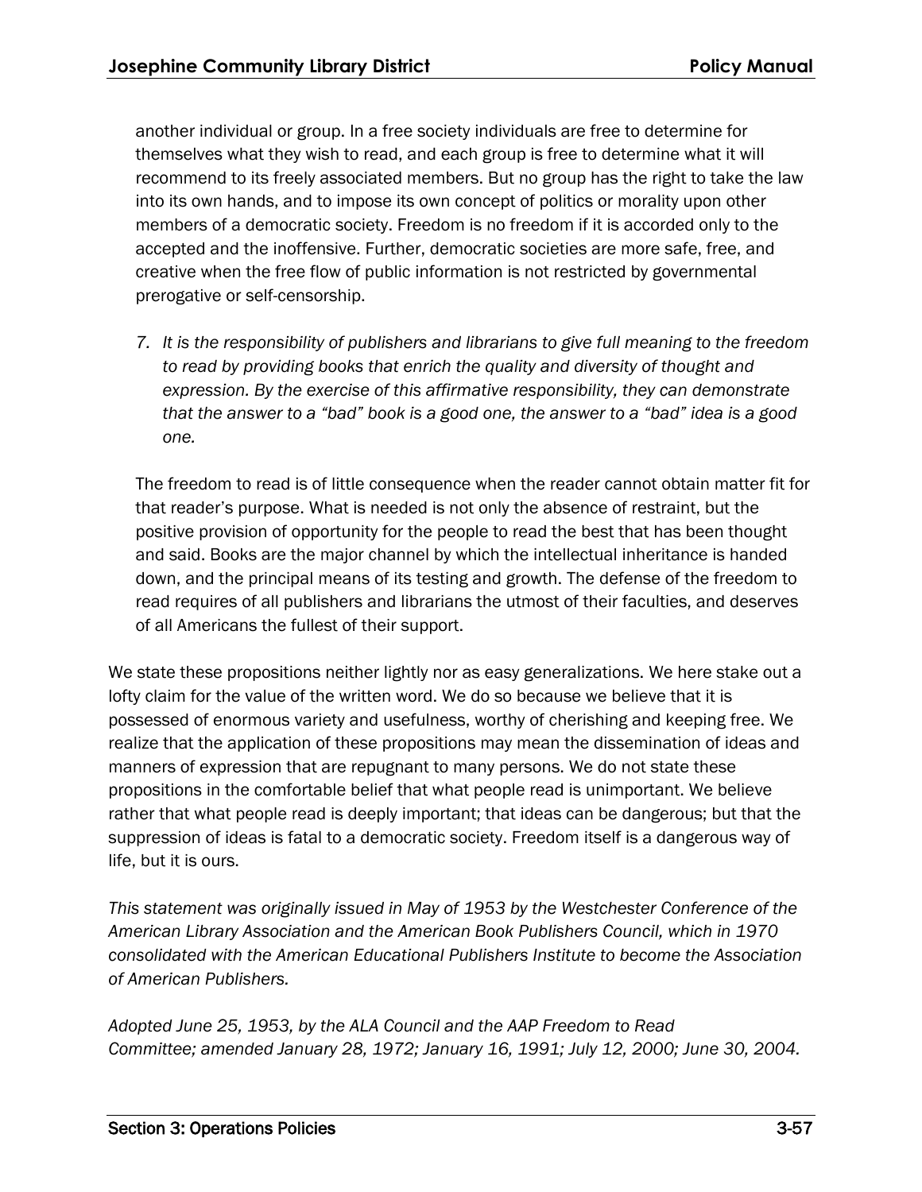another individual or group. In a free society individuals are free to determine for themselves what they wish to read, and each group is free to determine what it will recommend to its freely associated members. But no group has the right to take the law into its own hands, and to impose its own concept of politics or morality upon other members of a democratic society. Freedom is no freedom if it is accorded only to the accepted and the inoffensive. Further, democratic societies are more safe, free, and creative when the free flow of public information is not restricted by governmental prerogative or self-censorship.

7. *It is the responsibility of publishers and librarians to give full meaning to the freedom to read by providing books that enrich the quality and diversity of thought and expression. By the exercise of this affirmative responsibility, they can demonstrate that the answer to a "bad" book is a good one, the answer to a "bad" idea is a good one.*

The freedom to read is of little consequence when the reader cannot obtain matter fit for that reader's purpose. What is needed is not only the absence of restraint, but the positive provision of opportunity for the people to read the best that has been thought and said. Books are the major channel by which the intellectual inheritance is handed down, and the principal means of its testing and growth. The defense of the freedom to read requires of all publishers and librarians the utmost of their faculties, and deserves of all Americans the fullest of their support.

We state these propositions neither lightly nor as easy generalizations. We here stake out a lofty claim for the value of the written word. We do so because we believe that it is possessed of enormous variety and usefulness, worthy of cherishing and keeping free. We realize that the application of these propositions may mean the dissemination of ideas and manners of expression that are repugnant to many persons. We do not state these propositions in the comfortable belief that what people read is unimportant. We believe rather that what people read is deeply important; that ideas can be dangerous; but that the suppression of ideas is fatal to a democratic society. Freedom itself is a dangerous way of life, but it is ours.

*This statement was originally issued in May of 1953 by the Westchester Conference of the American Library Association and the American Book Publishers Council, which in 1970 consolidated with the American Educational Publishers Institute to become the Association of American Publishers.*

*Adopted June 25, 1953, by the ALA Council and the AAP Freedom to Read Committee; amended January 28, 1972; January 16, 1991; July 12, 2000; June 30, 2004.*